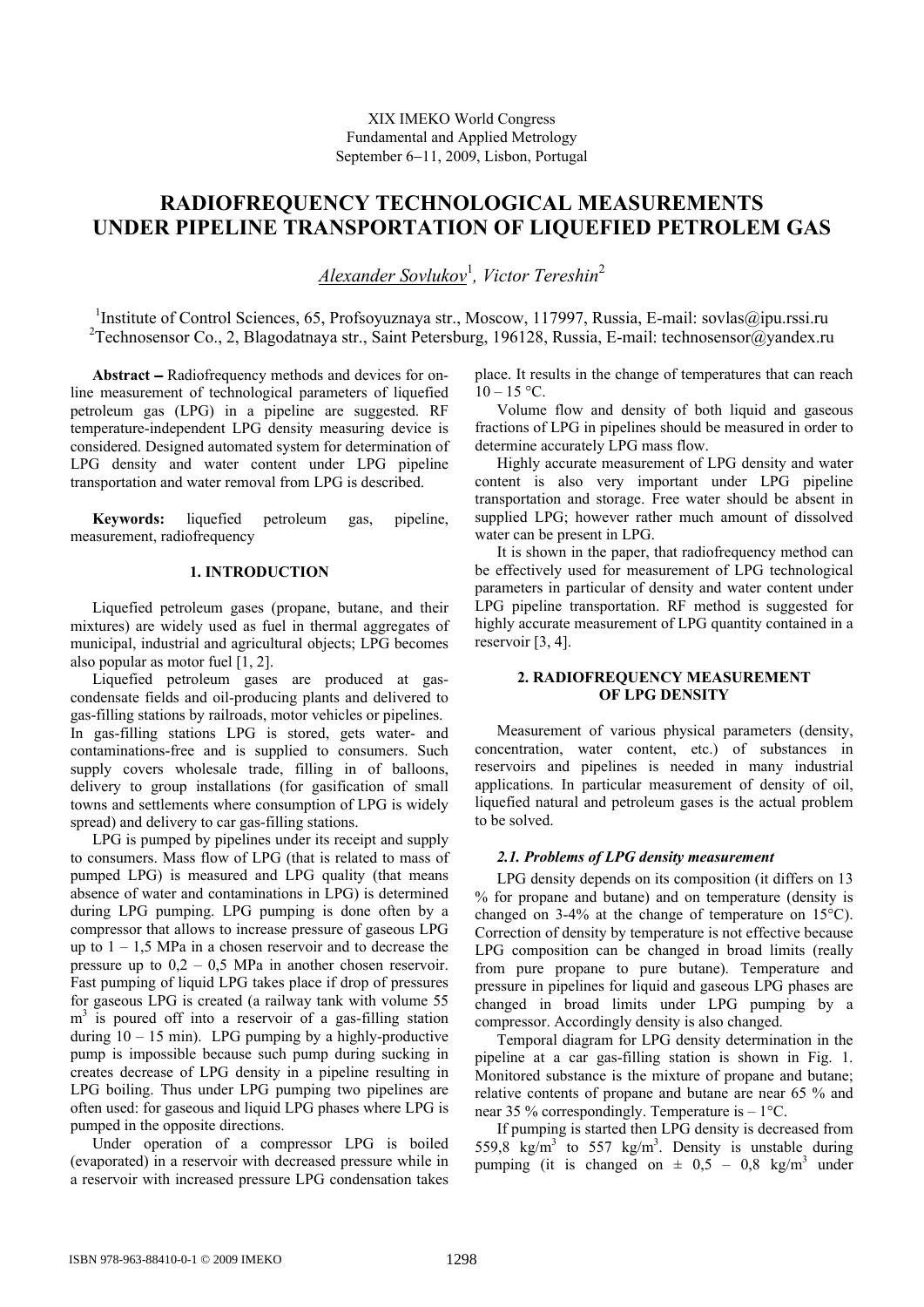XIX IMEKO World Congress
Fundamental and Applied Metrology
September 6−11, 2009, Lisbon, Portugal

# RADIOFREQUENCY TECHNOLOGICAL MEASUREMENTS UNDER PIPELINE TRANSPORTATION OF LIQUEFIED PETROLEM GAS

*Alexander Sovlukov*[1], *Victor Tereshin*[2]

[1]Institute of Control Sciences, 65, Profsoyuznaya str., Moscow, 117997, Russia, E-mail: sovlas@ipu.rssi.ru
[2]Technosensor Co., 2, Blagodatnaya str., Saint Petersburg, 196128, Russia, E-mail: technosensor@yandex.ru

**Abstract** − Radiofrequency methods and devices for on-line measurement of technological parameters of liquefied petroleum gas (LPG) in a pipeline are suggested. RF temperature-independent LPG density measuring device is considered. Designed automated system for determination of LPG density and water content under LPG pipeline transportation and water removal from LPG is described.

**Keywords:** liquefied petroleum gas, pipeline, measurement, radiofrequency

## 1. INTRODUCTION

Liquefied petroleum gases (propane, butane, and their mixtures) are widely used as fuel in thermal aggregates of municipal, industrial and agricultural objects; LPG becomes also popular as motor fuel [1, 2].

Liquefied petroleum gases are produced at gas-condensate fields and oil-producing plants and delivered to gas-filling stations by railroads, motor vehicles or pipelines. In gas-filling stations LPG is stored, gets water- and contaminations-free and is supplied to consumers. Such supply covers wholesale trade, filling in of balloons, delivery to group installations (for gasification of small towns and settlements where consumption of LPG is widely spread) and delivery to car gas-filling stations.

LPG is pumped by pipelines under its receipt and supply to consumers. Mass flow of LPG (that is related to mass of pumped LPG) is measured and LPG quality (that means absence of water and contaminations in LPG) is determined during LPG pumping. LPG pumping is done often by a compressor that allows to increase pressure of gaseous LPG up to 1 – 1,5 MPa in a chosen reservoir and to decrease the pressure up to 0,2 – 0,5 MPa in another chosen reservoir. Fast pumping of liquid LPG takes place if drop of pressures for gaseous LPG is created (a railway tank with volume 55 $m^3$ is poured off into a reservoir of a gas-filling station during 10 – 15 min). LPG pumping by a highly-productive pump is impossible because such pump during sucking in creates decrease of LPG density in a pipeline resulting in LPG boiling. Thus under LPG pumping two pipelines are often used: for gaseous and liquid LPG phases where LPG is pumped in the opposite directions.

Under operation of a compressor LPG is boiled (evaporated) in a reservoir with decreased pressure while in a reservoir with increased pressure LPG condensation takes place. It results in the change of temperatures that can reach 10 – 15 °C.

Volume flow and density of both liquid and gaseous fractions of LPG in pipelines should be measured in order to determine accurately LPG mass flow.

Highly accurate measurement of LPG density and water content is also very important under LPG pipeline transportation and storage. Free water should be absent in supplied LPG; however rather much amount of dissolved water can be present in LPG.

It is shown in the paper, that radiofrequency method can be effectively used for measurement of LPG technological parameters in particular of density and water content under LPG pipeline transportation. RF method is suggested for highly accurate measurement of LPG quantity contained in a reservoir [3, 4].

## 2. RADIOFREQUENCY MEASUREMENT OF LPG DENSITY

Measurement of various physical parameters (density, concentration, water content, etc.) of substances in reservoirs and pipelines is needed in many industrial applications. In particular measurement of density of oil, liquefied natural and petroleum gases is the actual problem to be solved.

### *2.1. Problems of LPG density measurement*

LPG density depends on its composition (it differs on 13 % for propane and butane) and on temperature (density is changed on 3-4% at the change of temperature on 15°C). Correction of density by temperature is not effective because LPG composition can be changed in broad limits (really from pure propane to pure butane). Temperature and pressure in pipelines for liquid and gaseous LPG phases are changed in broad limits under LPG pumping by a compressor. Accordingly density is also changed.

Temporal diagram for LPG density determination in the pipeline at a car gas-filling station is shown in Fig. 1. Monitored substance is the mixture of propane and butane; relative contents of propane and butane are near 65 % and near 35 % correspondingly. Temperature is – 1°C.

If pumping is started then LPG density is decreased from 559,8 $kg/m^3$ to 557 $kg/m^3$. Density is unstable during pumping (it is changed on ± 0,5 – 0,8 $kg/m^3$ under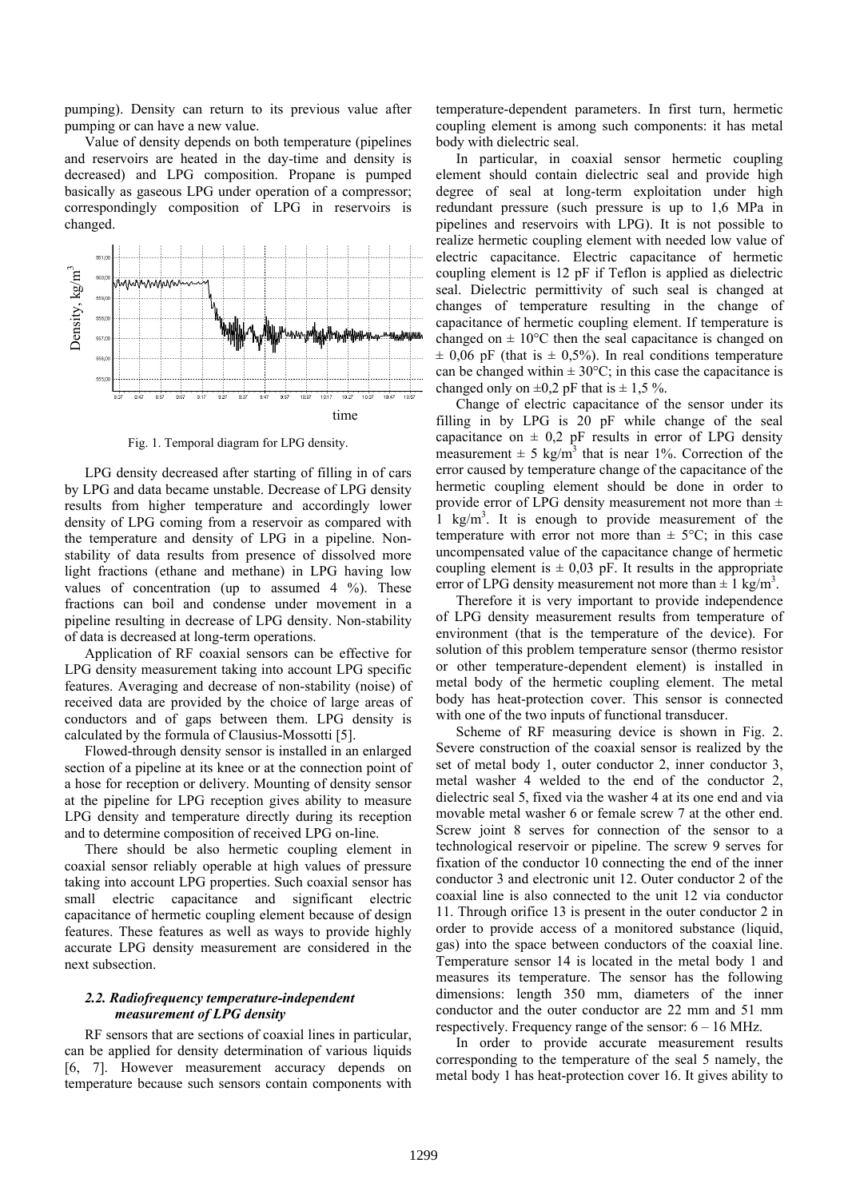pumping). Density can return to its previous value after pumping or can have a new value.

Value of density depends on both temperature (pipelines and reservoirs are heated in the day-time and density is decreased) and LPG composition. Propane is pumped basically as gaseous LPG under operation of a compressor; correspondingly composition of LPG in reservoirs is changed.

Fig. 1. Temporal diagram for LPG density.

LPG density decreased after starting of filling in of cars by LPG and data became unstable. Decrease of LPG density results from higher temperature and accordingly lower density of LPG coming from a reservoir as compared with the temperature and density of LPG in a pipeline. Non-stability of data results from presence of dissolved more light fractions (ethane and methane) in LPG having low values of concentration (up to assumed 4 %). These fractions can boil and condense under movement in a pipeline resulting in decrease of LPG density. Non-stability of data is decreased at long-term operations.

Application of RF coaxial sensors can be effective for LPG density measurement taking into account LPG specific features. Averaging and decrease of non-stability (noise) of received data are provided by the choice of large areas of conductors and of gaps between them. LPG density is calculated by the formula of Clausius-Mossotti [5].

Flowed-through density sensor is installed in an enlarged section of a pipeline at its knee or at the connection point of a hose for reception or delivery. Mounting of density sensor at the pipeline for LPG reception gives ability to measure LPG density and temperature directly during its reception and to determine composition of received LPG on-line.

There should be also hermetic coupling element in coaxial sensor reliably operable at high values of pressure taking into account LPG properties. Such coaxial sensor has small electric capacitance and significant electric capacitance of hermetic coupling element because of design features. These features as well as ways to provide highly accurate LPG density measurement are considered in the next subsection.

### *2.2. Radiofrequency temperature-independent measurement of LPG density*

RF sensors that are sections of coaxial lines in particular, can be applied for density determination of various liquids [6, 7]. However measurement accuracy depends on temperature because such sensors contain components with temperature-dependent parameters. In first turn, hermetic coupling element is among such components: it has metal body with dielectric seal.

In particular, in coaxial sensor hermetic coupling element should contain dielectric seal and provide high degree of seal at long-term exploitation under high redundant pressure (such pressure is up to 1,6 MPa in pipelines and reservoirs with LPG). It is not possible to realize hermetic coupling element with needed low value of electric capacitance. Electric capacitance of hermetic coupling element is 12 pF if Teflon is applied as dielectric seal. Dielectric permittivity of such seal is changed at changes of temperature resulting in the change of capacitance of hermetic coupling element. If temperature is changed on ± 10°C then the seal capacitance is changed on ± 0,06 pF (that is ± 0,5%). In real conditions temperature can be changed within ± 30°C; in this case the capacitance is changed only on ±0,2 pF that is ± 1,5 %.

Change of electric capacitance of the sensor under its filling in by LPG is 20 pF while change of the seal capacitance on ± 0,2 pF results in error of LPG density measurement ± 5 kg/m$^3$ that is near 1%. Correction of the error caused by temperature change of the capacitance of the hermetic coupling element should be done in order to provide error of LPG density measurement not more than ± 1 kg/m$^3$. It is enough to provide measurement of the temperature with error not more than ± 5°C; in this case uncompensated value of the capacitance change of hermetic coupling element is ± 0,03 pF. It results in the appropriate error of LPG density measurement not more than ± 1 kg/m$^3$.

Therefore it is very important to provide independence of LPG density measurement results from temperature of environment (that is the temperature of the device). For solution of this problem temperature sensor (thermo resistor or other temperature-dependent element) is installed in metal body of the hermetic coupling element. The metal body has heat-protection cover. This sensor is connected with one of the two inputs of functional transducer.

Scheme of RF measuring device is shown in Fig. 2. Severe construction of the coaxial sensor is realized by the set of metal body 1, outer conductor 2, inner conductor 3, metal washer 4 welded to the end of the conductor 2, dielectric seal 5, fixed via the washer 4 at its one end and via movable metal washer 6 or female screw 7 at the other end. Screw joint 8 serves for connection of the sensor to a technological reservoir or pipeline. The screw 9 serves for fixation of the conductor 10 connecting the end of the inner conductor 3 and electronic unit 12. Outer conductor 2 of the coaxial line is also connected to the unit 12 via conductor 11. Through orifice 13 is present in the outer conductor 2 in order to provide access of a monitored substance (liquid, gas) into the space between conductors of the coaxial line. Temperature sensor 14 is located in the metal body 1 and measures its temperature. The sensor has the following dimensions: length 350 mm, diameters of the inner conductor and the outer conductor are 22 mm and 51 mm respectively. Frequency range of the sensor: 6 – 16 MHz.

In order to provide accurate measurement results corresponding to the temperature of the seal 5 namely, the metal body 1 has heat-protection cover 16. It gives ability to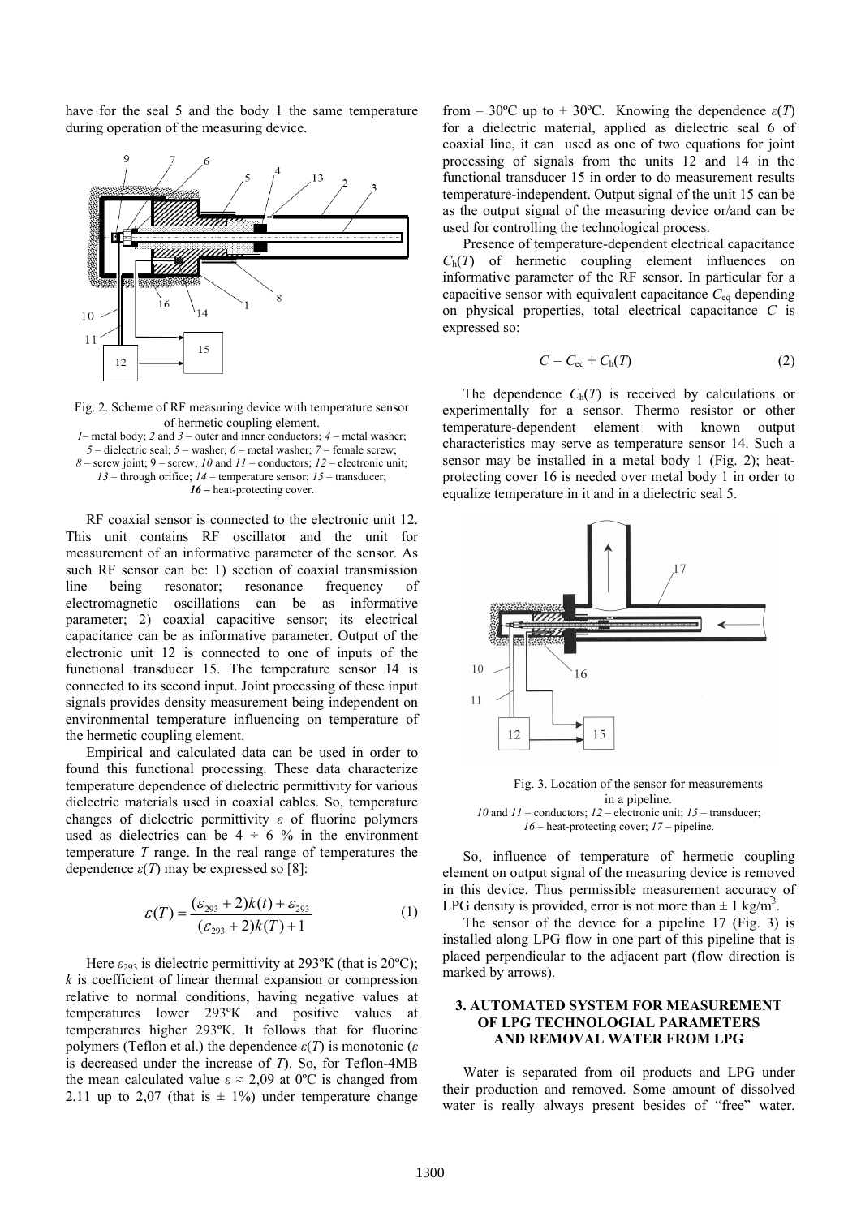have for the seal 5 and the body 1 the same temperature during operation of the measuring device.

Fig. 2. Scheme of RF measuring device with temperature sensor of hermetic coupling element.
*1* – metal body; *2* and *3* – outer and inner conductors; *4* – metal washer; *5* – dielectric seal; *5* – washer; *6* – metal washer; *7* – female screw; *8* – screw joint; 9 – screw; *10* and *11* – conductors; *12* – electronic unit; *13* – through orifice; *14* – temperature sensor; *15* – transducer; ***16*** **– heat-protecting cover.**

RF coaxial sensor is connected to the electronic unit 12. This unit contains RF oscillator and the unit for measurement of an informative parameter of the sensor. As such RF sensor can be: 1) section of coaxial transmission line being resonator; resonance frequency of electromagnetic oscillations can be as informative parameter; 2) coaxial capacitive sensor; its electrical capacitance can be as informative parameter. Output of the electronic unit 12 is connected to one of inputs of the functional transducer 15. The temperature sensor 14 is connected to its second input. Joint processing of these input signals provides density measurement being independent on environmental temperature influencing on temperature of the hermetic coupling element.

Empirical and calculated data can be used in order to found this functional processing. These data characterize temperature dependence of dielectric permittivity for various dielectric materials used in coaxial cables. So, temperature changes of dielectric permittivity $\varepsilon$ of fluorine polymers used as dielectrics can be 4 ÷ 6 % in the environment temperature $T$ range. In the real range of temperatures the dependence $\varepsilon(T)$ may be expressed so [8]:

$$\varepsilon(T) = \frac{(\varepsilon_{293} + 2)k(t) + \varepsilon_{293}}{(\varepsilon_{293} + 2)k(T) + 1} \qquad (1)$$

Here $\varepsilon_{293}$ is dielectric permittivity at 293ºK (that is 20ºC); $k$ is coefficient of linear thermal expansion or compression relative to normal conditions, having negative values at temperatures lower 293ºK and positive values at temperatures higher 293ºK. It follows that for fluorine polymers (Teflon et al.) the dependence $\varepsilon(T)$ is monotonic ($\varepsilon$ is decreased under the increase of $T$). So, for Teflon-4MB the mean calculated value $\varepsilon \approx 2{,}09$ at 0ºC is changed from 2,11 up to 2,07 (that is ± 1%) under temperature change from – 30ºC up to + 30ºC. Knowing the dependence $\varepsilon(T)$ for a dielectric material, applied as dielectric seal 6 of coaxial line, it can used as one of two equations for joint processing of signals from the units 12 and 14 in the functional transducer 15 in order to do measurement results temperature-independent. Output signal of the unit 15 can be as the output signal of the measuring device or/and can be used for controlling the technological process.

Presence of temperature-dependent electrical capacitance $C_h(T)$ of hermetic coupling element influences on informative parameter of the RF sensor. In particular for a capacitive sensor with equivalent capacitance $C_{eq}$ depending on physical properties, total electrical capacitance $C$ is expressed so:

$$C = C_{eq} + C_h(T) \qquad (2)$$

The dependence $C_h(T)$ is received by calculations or experimentally for a sensor. Thermo resistor or other temperature-dependent element with known output characteristics may serve as temperature sensor 14. Such a sensor may be installed in a metal body 1 (Fig. 2); heat-protecting cover 16 is needed over metal body 1 in order to equalize temperature in it and in a dielectric seal 5.

Fig. 3. Location of the sensor for measurements in a pipeline.
*10* and *11* – conductors; *12* – electronic unit; *15* – transducer; *16* – heat-protecting cover; *17* – pipeline.

So, influence of temperature of hermetic coupling element on output signal of the measuring device is removed in this device. Thus permissible measurement accuracy of LPG density is provided, error is not more than ± 1 kg/m$^3$.

The sensor of the device for a pipeline 17 (Fig. 3) is installed along LPG flow in one part of this pipeline that is placed perpendicular to the adjacent part (flow direction is marked by arrows).

## 3. AUTOMATED SYSTEM FOR MEASUREMENT OF LPG TECHNOLOGIAL PARAMETERS AND REMOVAL WATER FROM LPG

Water is separated from oil products and LPG under their production and removed. Some amount of dissolved water is really always present besides of "free" water.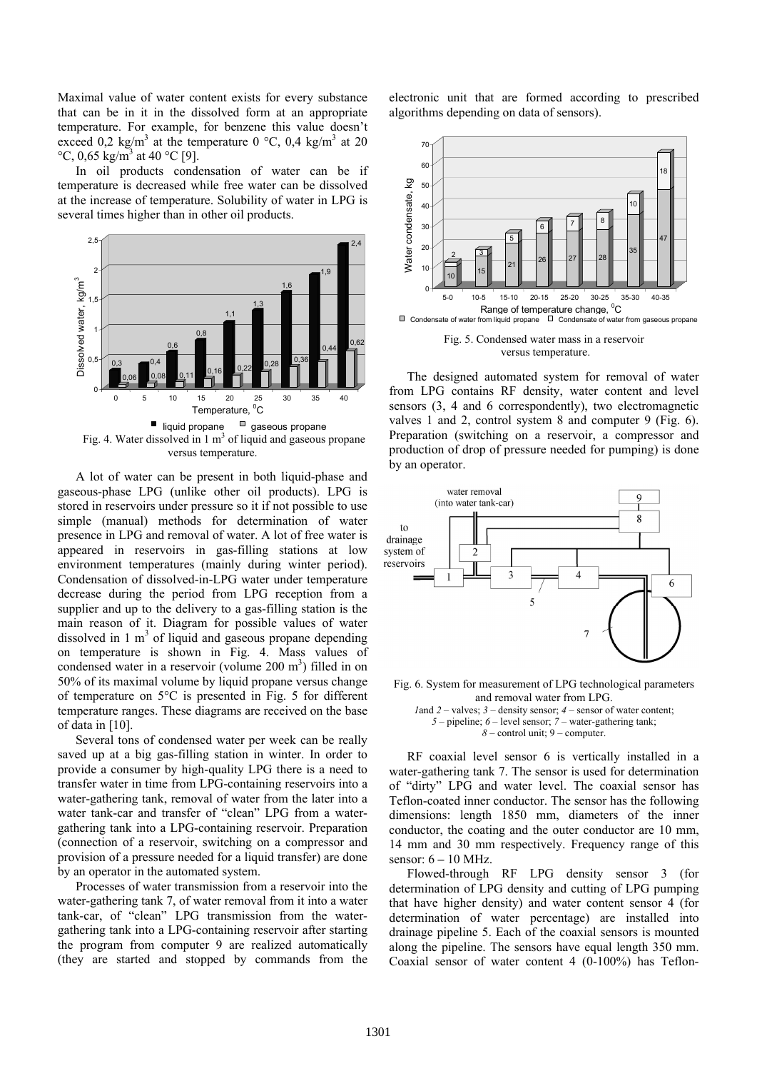Maximal value of water content exists for every substance that can be in it in the dissolved form at an appropriate temperature. For example, for benzene this value doesn't exceed 0,2 kg/m$^3$ at the temperature 0 °C, 0,4 kg/m$^3$ at 20 °C, 0,65 kg/m$^3$ at 40 °C [9].

In oil products condensation of water can be if temperature is decreased while free water can be dissolved at the increase of temperature. Solubility of water in LPG is several times higher than in other oil products.

Fig. 4. Water dissolved in 1 m$^3$ of liquid and gaseous propane versus temperature.

A lot of water can be present in both liquid-phase and gaseous-phase LPG (unlike other oil products). LPG is stored in reservoirs under pressure so it if not possible to use simple (manual) methods for determination of water presence in LPG and removal of water. A lot of free water is appeared in reservoirs in gas-filling stations at low environment temperatures (mainly during winter period). Condensation of dissolved-in-LPG water under temperature decrease during the period from LPG reception from a supplier and up to the delivery to a gas-filling station is the main reason of it. Diagram for possible values of water dissolved in 1 m$^3$ of liquid and gaseous propane depending on temperature is shown in Fig. 4. Mass values of condensed water in a reservoir (volume 200 m$^3$) filled in on 50% of its maximal volume by liquid propane versus change of temperature on 5°C is presented in Fig. 5 for different temperature ranges. These diagrams are received on the base of data in [10].

Several tons of condensed water per week can be really saved up at a big gas-filling station in winter. In order to provide a consumer by high-quality LPG there is a need to transfer water in time from LPG-containing reservoirs into a water-gathering tank, removal of water from the later into a water tank-car and transfer of "clean" LPG from a water-gathering tank into a LPG-containing reservoir. Preparation (connection of a reservoir, switching on a compressor and provision of a pressure needed for a liquid transfer) are done by an operator in the automated system.

Processes of water transmission from a reservoir into the water-gathering tank 7, of water removal from it into a water tank-car, of "clean" LPG transmission from the water-gathering tank into a LPG-containing reservoir after starting the program from computer 9 are realized automatically (they are started and stopped by commands from the electronic unit that are formed according to prescribed algorithms depending on data of sensors).

Fig. 5. Condensed water mass in a reservoir versus temperature.

The designed automated system for removal of water from LPG contains RF density, water content and level sensors (3, 4 and 6 correspondently), two electromagnetic valves 1 and 2, control system 8 and computer 9 (Fig. 6). Preparation (switching on a reservoir, a compressor and production of drop of pressure needed for pumping) is done by an operator.

Fig. 6. System for measurement of LPG technological parameters and removal water from LPG.
*1* and *2* – valves; *3* – density sensor; *4* – sensor of water content; *5* – pipeline; *6* – level sensor; *7* – water-gathering tank; *8* – control unit; 9 – computer.

RF coaxial level sensor 6 is vertically installed in a water-gathering tank 7. The sensor is used for determination of "dirty" LPG and water level. The coaxial sensor has Teflon-coated inner conductor. The sensor has the following dimensions: length 1850 mm, diameters of the inner conductor, the coating and the outer conductor are 10 mm, 14 mm and 30 mm respectively. Frequency range of this sensor: 6 – 10 MHz.

Flowed-through RF LPG density sensor 3 (for determination of LPG density and cutting of LPG pumping that have higher density) and water content sensor 4 (for determination of water percentage) are installed into drainage pipeline 5. Each of the coaxial sensors is mounted along the pipeline. The sensors have equal length 350 mm. Coaxial sensor of water content 4 (0-100%) has Teflon-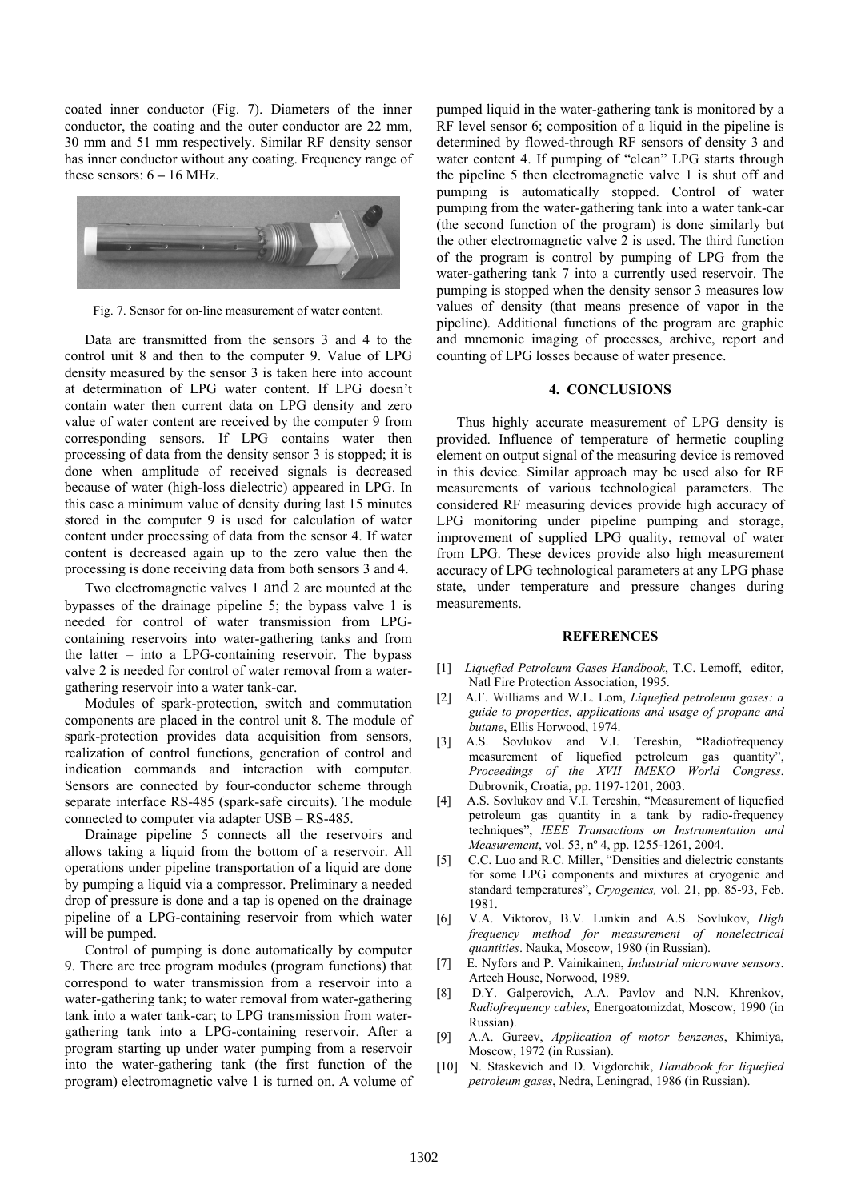coated inner conductor (Fig. 7). Diameters of the inner conductor, the coating and the outer conductor are 22 mm, 30 mm and 51 mm respectively. Similar RF density sensor has inner conductor without any coating. Frequency range of these sensors: 6 – 16 MHz.

Fig. 7. Sensor for on-line measurement of water content.

Data are transmitted from the sensors 3 and 4 to the control unit 8 and then to the computer 9. Value of LPG density measured by the sensor 3 is taken here into account at determination of LPG water content. If LPG doesn't contain water then current data on LPG density and zero value of water content are received by the computer 9 from corresponding sensors. If LPG contains water then processing of data from the density sensor 3 is stopped; it is done when amplitude of received signals is decreased because of water (high-loss dielectric) appeared in LPG. In this case a minimum value of density during last 15 minutes stored in the computer 9 is used for calculation of water content under processing of data from the sensor 4. If water content is decreased again up to the zero value then the processing is done receiving data from both sensors 3 and 4.

Two electromagnetic valves 1 and 2 are mounted at the bypasses of the drainage pipeline 5; the bypass valve 1 is needed for control of water transmission from LPG-containing reservoirs into water-gathering tanks and from the latter – into a LPG-containing reservoir. The bypass valve 2 is needed for control of water removal from a water-gathering reservoir into a water tank-car.

Modules of spark-protection, switch and commutation components are placed in the control unit 8. The module of spark-protection provides data acquisition from sensors, realization of control functions, generation of control and indication commands and interaction with computer. Sensors are connected by four-conductor scheme through separate interface RS-485 (spark-safe circuits). The module connected to computer via adapter USB – RS-485.

Drainage pipeline 5 connects all the reservoirs and allows taking a liquid from the bottom of a reservoir. All operations under pipeline transportation of a liquid are done by pumping a liquid via a compressor. Preliminary a needed drop of pressure is done and a tap is opened on the drainage pipeline of a LPG-containing reservoir from which water will be pumped.

Control of pumping is done automatically by computer 9. There are tree program modules (program functions) that correspond to water transmission from a reservoir into a water-gathering tank; to water removal from water-gathering tank into a water tank-car; to LPG transmission from water-gathering tank into a LPG-containing reservoir. After a program starting up under water pumping from a reservoir into the water-gathering tank (the first function of the program) electromagnetic valve 1 is turned on. A volume of pumped liquid in the water-gathering tank is monitored by a RF level sensor 6; composition of a liquid in the pipeline is determined by flowed-through RF sensors of density 3 and water content 4. If pumping of "clean" LPG starts through the pipeline 5 then electromagnetic valve 1 is shut off and pumping is automatically stopped. Control of water pumping from the water-gathering tank into a water tank-car (the second function of the program) is done similarly but the other electromagnetic valve 2 is used. The third function of the program is control by pumping of LPG from the water-gathering tank 7 into a currently used reservoir. The pumping is stopped when the density sensor 3 measures low values of density (that means presence of vapor in the pipeline). Additional functions of the program are graphic and mnemonic imaging of processes, archive, report and counting of LPG losses because of water presence.

## 4. CONCLUSIONS

Thus highly accurate measurement of LPG density is provided. Influence of temperature of hermetic coupling element on output signal of the measuring device is removed in this device. Similar approach may be used also for RF measurements of various technological parameters. The considered RF measuring devices provide high accuracy of LPG monitoring under pipeline pumping and storage, improvement of supplied LPG quality, removal of water from LPG. These devices provide also high measurement accuracy of LPG technological parameters at any LPG phase state, under temperature and pressure changes during measurements.

## REFERENCES

[1] *Liquefied Petroleum Gases Handbook*, T.C. Lemoff, editor, Natl Fire Protection Association, 1995.

[2] A.F. Williams and W.L. Lom, *Liquefied petroleum gases: a guide to properties, applications and usage of propane and butane*, Ellis Horwood, 1974.

[3] A.S. Sovlukov and V.I. Tereshin, "Radiofrequency measurement of liquefied petroleum gas quantity", *Proceedings of the XVII IMEKO World Congress*. Dubrovnik, Croatia, pp. 1197-1201, 2003.

[4] A.S. Sovlukov and V.I. Tereshin, "Measurement of liquefied petroleum gas quantity in a tank by radio-frequency techniques", *IEEE Transactions on Instrumentation and Measurement*, vol. 53, nº 4, pp. 1255-1261, 2004.

[5] C.C. Luo and R.C. Miller, "Densities and dielectric constants for some LPG components and mixtures at cryogenic and standard temperatures", *Cryogenics,* vol. 21, pp. 85-93, Feb. 1981.

[6] V.A. Viktorov, B.V. Lunkin and A.S. Sovlukov, *High frequency method for measurement of nonelectrical quantities*. Nauka, Moscow, 1980 (in Russian).

[7] E. Nyfors and P. Vainikainen, *Industrial microwave sensors*. Artech House, Norwood, 1989.

[8] D.Y. Galperovich, A.A. Pavlov and N.N. Khrenkov, *Radiofrequency cables*, Energoatomizdat, Moscow, 1990 (in Russian).

[9] A.A. Gureev, *Application of motor benzenes*, Khimiya, Moscow, 1972 (in Russian).

[10] N. Staskevich and D. Vigdorchik, *Handbook for liquefied petroleum gases*, Nedra, Leningrad, 1986 (in Russian).